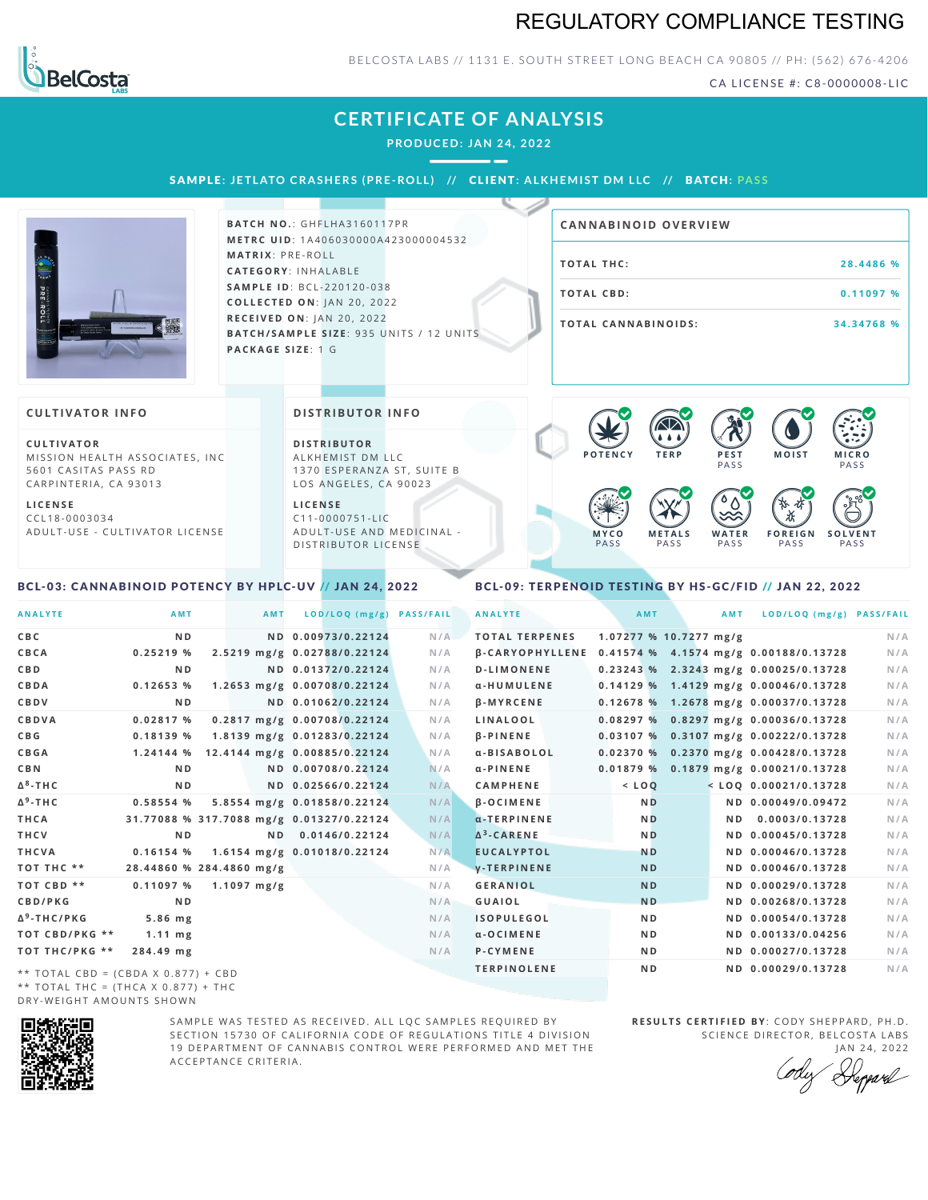# REGULATORY COMPLIANCE TESTING

BELCOSTA LABS // 1131 E. SOUTH STREET LONG BEACH CA 90805 // PH: (562) 676-4206

CA LICENSE #: C8-0000008-LIC

## CERTIFICATE OF ANALYSIS

PRODUCED: JAN 24, 2022

**SAMPLE:** JETLATO CRASHERS (PRE-ROLL) // **CLIENT:** ALKHEMIST DM LLC // **BATCH:** PASS

**BATCH NO.:** GHFLHA3160117PR
**METRC UID:** 1A406030000A423000004532
**MATRIX:** PRE-ROLL
**CATEGORY:** INHALABLE
**SAMPLE ID:** BCL-220120-038
**COLLECTED ON:** JAN 20, 2022
**RECEIVED ON:** JAN 20, 2022
**BATCH/SAMPLE SIZE:** 935 UNITS / 12 UNITS
**PACKAGE SIZE:** 1 G

### CANNABINOID OVERVIEW

| | |
|---|---|
| TOTAL THC: | 28.4486 % |
| TOTAL CBD: | 0.11097 % |
| TOTAL CANNABINOIDS: | 34.34768 % |

### CULTIVATOR INFO

**CULTIVATOR**
MISSION HEALTH ASSOCIATES, INC
5601 CASITAS PASS RD
CARPINTERIA, CA 93013

**LICENSE**
CCL18-0003034
ADULT-USE - CULTIVATOR LICENSE

### DISTRIBUTOR INFO

**DISTRIBUTOR**
ALKHEMIST DM LLC
1370 ESPERANZA ST, SUITE B
LOS ANGELES, CA 90023

**LICENSE**
C11-0000751-LIC
ADULT-USE AND MEDICINAL - DISTRIBUTOR LICENSE

POTENCY | TERP | PEST PASS | MOIST | MICRO PASS | MYCO PASS | METALS PASS | WATER PASS | FOREIGN PASS | SOLVENT PASS

### BCL-03: CANNABINOID POTENCY BY HPLC-UV // JAN 24, 2022

| ANALYTE | AMT | AMT | LOD/LOQ (mg/g) | PASS/FAIL |
|---|---|---|---|---|
| CBC | ND | ND | 0.00973/0.22124 | N/A |
| CBCA | 0.25219 % | 2.5219 mg/g | 0.02788/0.22124 | N/A |
| CBD | ND | ND | 0.01372/0.22124 | N/A |
| CBDA | 0.12653 % | 1.2653 mg/g | 0.00708/0.22124 | N/A |
| CBDV | ND | ND | 0.01062/0.22124 | N/A |
| CBDVA | 0.02817 % | 0.2817 mg/g | 0.00708/0.22124 | N/A |
| CBG | 0.18139 % | 1.8139 mg/g | 0.01283/0.22124 | N/A |
| CBGA | 1.24144 % | 12.4144 mg/g | 0.00885/0.22124 | N/A |
| CBN | ND | ND | 0.00708/0.22124 | N/A |
| $\Delta^8$-THC | ND | ND | 0.02566/0.22124 | N/A |
| $\Delta^9$-THC | 0.58554 % | 5.8554 mg/g | 0.01858/0.22124 | N/A |
| THCA | 31.77088 % | 317.7088 mg/g | 0.01327/0.22124 | N/A |
| THCV | ND | ND | 0.0146/0.22124 | N/A |
| THCVA | 0.16154 % | 1.6154 mg/g | 0.01018/0.22124 | N/A |
| TOT THC ** | 28.44860 % | 284.4860 mg/g | | N/A |
| TOT CBD ** | 0.11097 % | 1.1097 mg/g | | N/A |
| CBD/PKG | ND | | | N/A |
| $\Delta^9$-THC/PKG | 5.86 mg | | | N/A |
| TOT CBD/PKG ** | 1.11 mg | | | N/A |
| TOT THC/PKG ** | 284.49 mg | | | N/A |

** TOTAL CBD = (CBDA X 0.877) + CBD
** TOTAL THC = (THCA X 0.877) + THC
DRY-WEIGHT AMOUNTS SHOWN

### BCL-09: TERPENOID TESTING BY HS-GC/FID // JAN 22, 2022

| ANALYTE | AMT | AMT | LOD/LOQ (mg/g) | PASS/FAIL |
|---|---|---|---|---|
| TOTAL TERPENES | 1.07277 % | 10.7277 mg/g | | N/A |
| β-CARYOPHYLLENE | 0.41574 % | 4.1574 mg/g | 0.00188/0.13728 | N/A |
| D-LIMONENE | 0.23243 % | 2.3243 mg/g | 0.00025/0.13728 | N/A |
| α-HUMULENE | 0.14129 % | 1.4129 mg/g | 0.00046/0.13728 | N/A |
| β-MYRCENE | 0.12678 % | 1.2678 mg/g | 0.00037/0.13728 | N/A |
| LINALOOL | 0.08297 % | 0.8297 mg/g | 0.00036/0.13728 | N/A |
| β-PINENE | 0.03107 % | 0.3107 mg/g | 0.00222/0.13728 | N/A |
| α-BISABOLOL | 0.02370 % | 0.2370 mg/g | 0.00428/0.13728 | N/A |
| α-PINENE | 0.01879 % | 0.1879 mg/g | 0.00021/0.13728 | N/A |
| CAMPHENE | < LOQ | < LOQ | 0.00021/0.13728 | N/A |
| β-OCIMENE | ND | ND | 0.00049/0.09472 | N/A |
| α-TERPINENE | ND | ND | 0.0003/0.13728 | N/A |
| $\Delta^3$-CARENE | ND | ND | 0.00045/0.13728 | N/A |
| EUCALYPTOL | ND | ND | 0.00046/0.13728 | N/A |
| γ-TERPINENE | ND | ND | 0.00046/0.13728 | N/A |
| GERANIOL | ND | ND | 0.00029/0.13728 | N/A |
| GUAIOL | ND | ND | 0.00268/0.13728 | N/A |
| ISOPULEGOL | ND | ND | 0.00054/0.13728 | N/A |
| α-OCIMENE | ND | ND | 0.00133/0.04256 | N/A |
| P-CYMENE | ND | ND | 0.00027/0.13728 | N/A |
| TERPINOLENE | ND | ND | 0.00029/0.13728 | N/A |

SAMPLE WAS TESTED AS RECEIVED. ALL LQC SAMPLES REQUIRED BY SECTION 15730 OF CALIFORNIA CODE OF REGULATIONS TITLE 4 DIVISION 19 DEPARTMENT OF CANNABIS CONTROL WERE PERFORMED AND MET THE ACCEPTANCE CRITERIA.

**RESULTS CERTIFIED BY:** CODY SHEPPARD, PH.D.
SCIENCE DIRECTOR, BELCOSTA LABS
JAN 24, 2022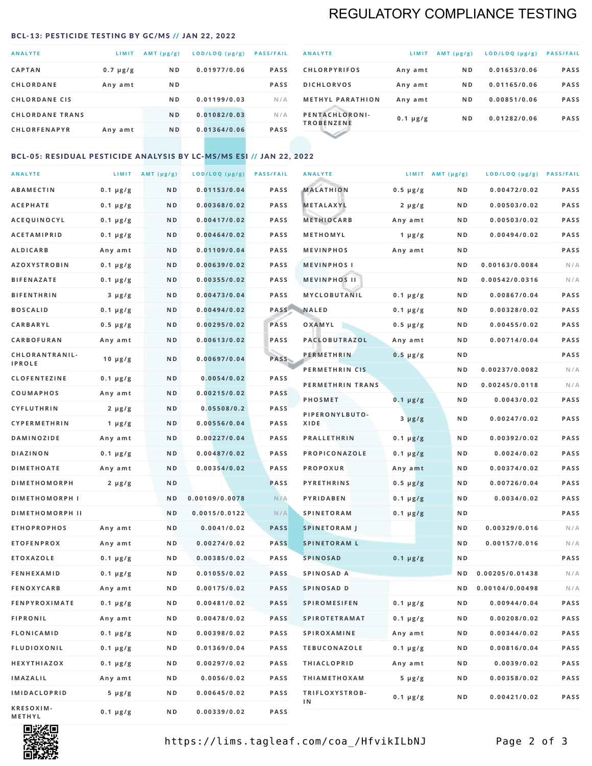# REGULATORY COMPLIANCE TESTING

## BCL-13: PESTICIDE TESTING BY GC/MS // JAN 22, 2022

| ANALYTE | LIMIT | AMT (µg/g) | LOD/LOQ (µg/g) | PASS/FAIL |
|---|---|---|---|---|
| CAPTAN | 0.7 µg/g | ND | 0.01977/0.06 | PASS |
| CHLORDANE | Any amt | ND | | PASS |
| CHLORDANE CIS | | ND | 0.01199/0.03 | N/A |
| CHLORDANE TRANS | | ND | 0.01082/0.03 | N/A |
| CHLORFENAPYR | Any amt | ND | 0.01364/0.06 | PASS |
| CHLORPYRIFOS | Any amt | ND | 0.01653/0.06 | PASS |
| DICHLORVOS | Any amt | ND | 0.01165/0.06 | PASS |
| METHYL PARATHION | Any amt | ND | 0.00851/0.06 | PASS |
| PENTACHLORONITROBENZENE | 0.1 µg/g | ND | 0.01282/0.06 | PASS |

## BCL-05: RESIDUAL PESTICIDE ANALYSIS BY LC-MS/MS ESI // JAN 22, 2022

| ANALYTE | LIMIT | AMT (µg/g) | LOD/LOQ (µg/g) | PASS/FAIL |
|---|---|---|---|---|
| ABAMECTIN | 0.1 µg/g | ND | 0.01153/0.04 | PASS |
| ACEPHATE | 0.1 µg/g | ND | 0.00368/0.02 | PASS |
| ACEQUINOCYL | 0.1 µg/g | ND | 0.00417/0.02 | PASS |
| ACETAMIPRID | 0.1 µg/g | ND | 0.00464/0.02 | PASS |
| ALDICARB | Any amt | ND | 0.01109/0.04 | PASS |
| AZOXYSTROBIN | 0.1 µg/g | ND | 0.00639/0.02 | PASS |
| BIFENAZATE | 0.1 µg/g | ND | 0.00355/0.02 | PASS |
| BIFENTHRIN | 3 µg/g | ND | 0.00473/0.04 | PASS |
| BOSCALID | 0.1 µg/g | ND | 0.00494/0.02 | PASS |
| CARBARYL | 0.5 µg/g | ND | 0.00295/0.02 | PASS |
| CARBOFURAN | Any amt | ND | 0.00613/0.02 | PASS |
| CHLORANTRANILIPROLE | 10 µg/g | ND | 0.00697/0.04 | PASS |
| CLOFENTEZINE | 0.1 µg/g | ND | 0.0054/0.02 | PASS |
| COUMAPHOS | Any amt | ND | 0.00215/0.02 | PASS |
| CYFLUTHRIN | 2 µg/g | ND | 0.05508/0.2 | PASS |
| CYPERMETHRIN | 1 µg/g | ND | 0.00556/0.04 | PASS |
| DAMINOZIDE | Any amt | ND | 0.00227/0.04 | PASS |
| DIAZINON | 0.1 µg/g | ND | 0.00487/0.02 | PASS |
| DIMETHOATE | Any amt | ND | 0.00354/0.02 | PASS |
| DIMETHOMORPH | 2 µg/g | ND | | PASS |
| DIMETHOMORPH I | | ND | 0.00109/0.0078 | N/A |
| DIMETHOMORPH II | | ND | 0.0015/0.0122 | N/A |
| ETHOPROPHOS | Any amt | ND | 0.0041/0.02 | PASS |
| ETOFENPROX | Any amt | ND | 0.00274/0.02 | PASS |
| ETOXAZOLE | 0.1 µg/g | ND | 0.00385/0.02 | PASS |
| FENHEXAMID | 0.1 µg/g | ND | 0.01055/0.02 | PASS |
| FENOXYCARB | Any amt | ND | 0.00175/0.02 | PASS |
| FENPYROXIMATE | 0.1 µg/g | ND | 0.00481/0.02 | PASS |
| FIPRONIL | Any amt | ND | 0.00478/0.02 | PASS |
| FLONICAMID | 0.1 µg/g | ND | 0.00398/0.02 | PASS |
| FLUDIOXONIL | 0.1 µg/g | ND | 0.01369/0.04 | PASS |
| HEXYTHIAZOX | 0.1 µg/g | ND | 0.00297/0.02 | PASS |
| IMAZALIL | Any amt | ND | 0.0056/0.02 | PASS |
| IMIDACLOPRID | 5 µg/g | ND | 0.00645/0.02 | PASS |
| KRESOXIM-METHYL | 0.1 µg/g | ND | 0.00339/0.02 | PASS |
| MALATHION | 0.5 µg/g | ND | 0.00472/0.02 | PASS |
| METALAXYL | 2 µg/g | ND | 0.00503/0.02 | PASS |
| METHIOCARB | Any amt | ND | 0.00503/0.02 | PASS |
| METHOMYL | 1 µg/g | ND | 0.00494/0.02 | PASS |
| MEVINPHOS | Any amt | ND | | PASS |
| MEVINPHOS I | | ND | 0.00163/0.0084 | N/A |
| MEVINPHOS II | | ND | 0.00542/0.0316 | N/A |
| MYCLOBUTANIL | 0.1 µg/g | ND | 0.00867/0.04 | PASS |
| NALED | 0.1 µg/g | ND | 0.00328/0.02 | PASS |
| OXAMYL | 0.5 µg/g | ND | 0.00455/0.02 | PASS |
| PACLOBUTRAZOL | Any amt | ND | 0.00714/0.04 | PASS |
| PERMETHRIN | 0.5 µg/g | ND | | PASS |
| PERMETHRIN CIS | | ND | 0.00237/0.0082 | N/A |
| PERMETHRIN TRANS | | ND | 0.00245/0.0118 | N/A |
| PHOSMET | 0.1 µg/g | ND | 0.0043/0.02 | PASS |
| PIPERONYLBUTOXIDE | 3 µg/g | ND | 0.00247/0.02 | PASS |
| PRALLETHRIN | 0.1 µg/g | ND | 0.00392/0.02 | PASS |
| PROPICONAZOLE | 0.1 µg/g | ND | 0.0024/0.02 | PASS |
| PROPOXUR | Any amt | ND | 0.00374/0.02 | PASS |
| PYRETHRINS | 0.5 µg/g | ND | 0.00726/0.04 | PASS |
| PYRIDABEN | 0.1 µg/g | ND | 0.0034/0.02 | PASS |
| SPINETORAM | 0.1 µg/g | ND | | PASS |
| SPINETORAM J | | ND | 0.00329/0.016 | N/A |
| SPINETORAM L | | ND | 0.00157/0.016 | N/A |
| SPINOSAD | 0.1 µg/g | ND | | PASS |
| SPINOSAD A | | ND | 0.00205/0.01438 | N/A |
| SPINOSAD D | | ND | 0.00104/0.00498 | N/A |
| SPIROMESIFEN | 0.1 µg/g | ND | 0.00944/0.04 | PASS |
| SPIROTETRAMAT | 0.1 µg/g | ND | 0.00208/0.02 | PASS |
| SPIROXAMINE | Any amt | ND | 0.00344/0.02 | PASS |
| TEBUCONAZOLE | 0.1 µg/g | ND | 0.00816/0.04 | PASS |
| THIACLOPRID | Any amt | ND | 0.0039/0.02 | PASS |
| THIAMETHOXAM | 5 µg/g | ND | 0.00358/0.02 | PASS |
| TRIFLOXYSTROBIN | 0.1 µg/g | ND | 0.00421/0.02 | PASS |

https://lims.tagleaf.com/coa_/HfvikILbNJ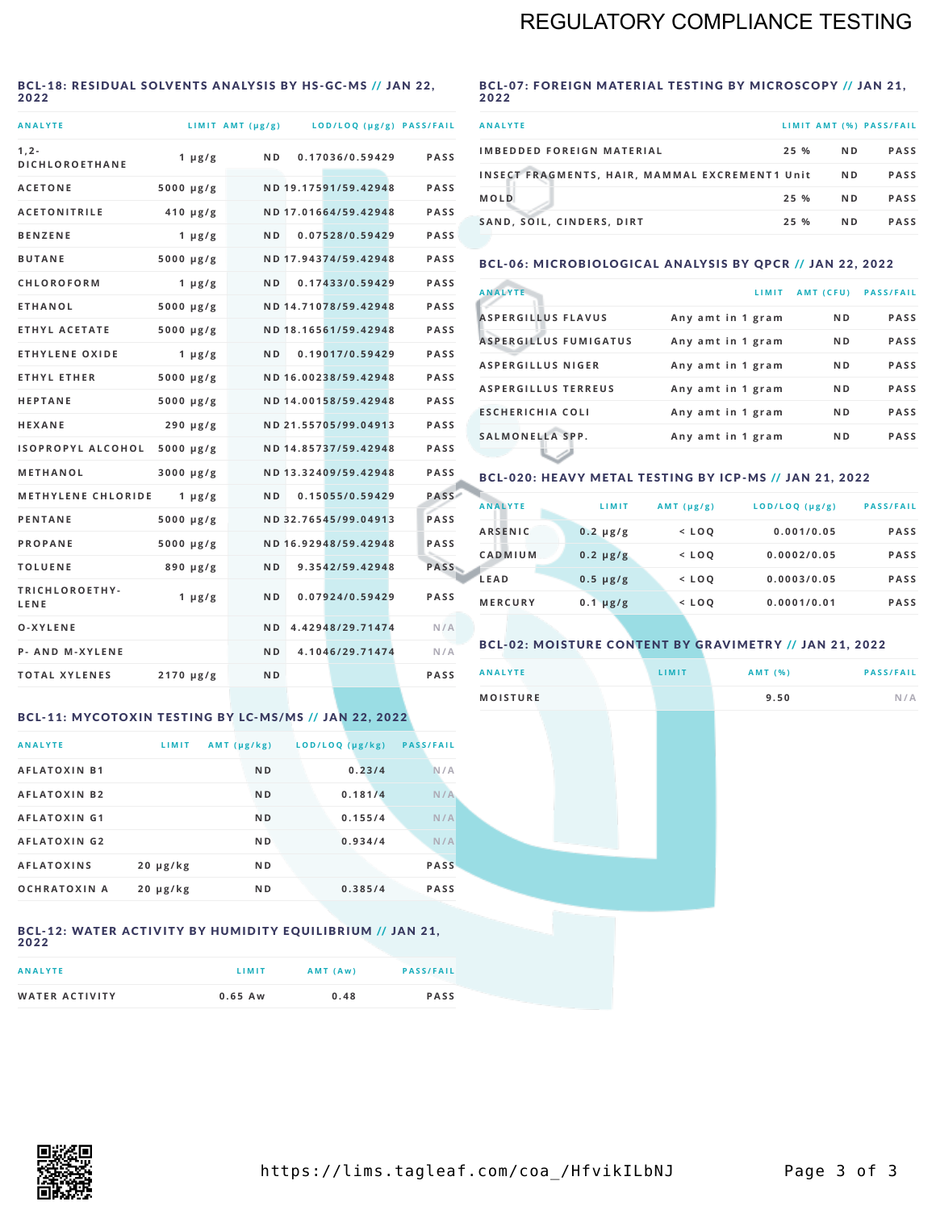# REGULATORY COMPLIANCE TESTING

## BCL-18: RESIDUAL SOLVENTS ANALYSIS BY HS-GC-MS // JAN 22, 2022

| ANALYTE | LIMIT | AMT (μg/g) | LOD/LOQ (μg/g) | PASS/FAIL |
| --- | --- | --- | --- | --- |
| 1,2-DICHLOROETHANE | 1 μg/g | ND | 0.17036/0.59429 | PASS |
| ACETONE | 5000 μg/g | ND | 19.17591/59.42948 | PASS |
| ACETONITRILE | 410 μg/g | ND | 17.01664/59.42948 | PASS |
| BENZENE | 1 μg/g | ND | 0.07528/0.59429 | PASS |
| BUTANE | 5000 μg/g | ND | 17.94374/59.42948 | PASS |
| CHLOROFORM | 1 μg/g | ND | 0.17433/0.59429 | PASS |
| ETHANOL | 5000 μg/g | ND | 14.71078/59.42948 | PASS |
| ETHYL ACETATE | 5000 μg/g | ND | 18.16561/59.42948 | PASS |
| ETHYLENE OXIDE | 1 μg/g | ND | 0.19017/0.59429 | PASS |
| ETHYL ETHER | 5000 μg/g | ND | 16.00238/59.42948 | PASS |
| HEPTANE | 5000 μg/g | ND | 14.00158/59.42948 | PASS |
| HEXANE | 290 μg/g | ND | 21.55705/99.04913 | PASS |
| ISOPROPYL ALCOHOL | 5000 μg/g | ND | 14.85737/59.42948 | PASS |
| METHANOL | 3000 μg/g | ND | 13.32409/59.42948 | PASS |
| METHYLENE CHLORIDE | 1 μg/g | ND | 0.15055/0.59429 | PASS |
| PENTANE | 5000 μg/g | ND | 32.76545/99.04913 | PASS |
| PROPANE | 5000 μg/g | ND | 16.92948/59.42948 | PASS |
| TOLUENE | 890 μg/g | ND | 9.3542/59.42948 | PASS |
| TRICHLOROETHYLENE | 1 μg/g | ND | 0.07924/0.59429 | PASS |
| O-XYLENE | | ND | 4.42948/29.71474 | N/A |
| P- AND M-XYLENE | | ND | 4.1046/29.71474 | N/A |
| TOTAL XYLENES | 2170 μg/g | ND | | PASS |

## BCL-11: MYCOTOXIN TESTING BY LC-MS/MS // JAN 22, 2022

| ANALYTE | LIMIT | AMT (μg/kg) | LOD/LOQ (μg/kg) | PASS/FAIL |
| --- | --- | --- | --- | --- |
| AFLATOXIN B1 | | ND | 0.23/4 | N/A |
| AFLATOXIN B2 | | ND | 0.181/4 | N/A |
| AFLATOXIN G1 | | ND | 0.155/4 | N/A |
| AFLATOXIN G2 | | ND | 0.934/4 | N/A |
| AFLATOXINS | 20 μg/kg | ND | | PASS |
| OCHRATOXIN A | 20 μg/kg | ND | 0.385/4 | PASS |

## BCL-12: WATER ACTIVITY BY HUMIDITY EQUILIBRIUM // JAN 21, 2022

| ANALYTE | LIMIT | AMT (Aw) | PASS/FAIL |
| --- | --- | --- | --- |
| WATER ACTIVITY | 0.65 Aw | 0.48 | PASS |

## BCL-07: FOREIGN MATERIAL TESTING BY MICROSCOPY // JAN 21, 2022

| ANALYTE | LIMIT | AMT (%) | PASS/FAIL |
| --- | --- | --- | --- |
| IMBEDDED FOREIGN MATERIAL | 25 % | ND | PASS |
| INSECT FRAGMENTS, HAIR, MAMMAL EXCREMENT | 1 Unit | ND | PASS |
| MOLD | 25 % | ND | PASS |
| SAND, SOIL, CINDERS, DIRT | 25 % | ND | PASS |

## BCL-06: MICROBIOLOGICAL ANALYSIS BY QPCR // JAN 22, 2022

| ANALYTE | LIMIT | AMT (CFU) | PASS/FAIL |
| --- | --- | --- | --- |
| ASPERGILLUS FLAVUS | Any amt in 1 gram | ND | PASS |
| ASPERGILLUS FUMIGATUS | Any amt in 1 gram | ND | PASS |
| ASPERGILLUS NIGER | Any amt in 1 gram | ND | PASS |
| ASPERGILLUS TERREUS | Any amt in 1 gram | ND | PASS |
| ESCHERICHIA COLI | Any amt in 1 gram | ND | PASS |
| SALMONELLA SPP. | Any amt in 1 gram | ND | PASS |

## BCL-020: HEAVY METAL TESTING BY ICP-MS // JAN 21, 2022

| ANALYTE | LIMIT | AMT (μg/g) | LOD/LOQ (μg/g) | PASS/FAIL |
| --- | --- | --- | --- | --- |
| ARSENIC | 0.2 μg/g | < LOQ | 0.001/0.05 | PASS |
| CADMIUM | 0.2 μg/g | < LOQ | 0.0002/0.05 | PASS |
| LEAD | 0.5 μg/g | < LOQ | 0.0003/0.05 | PASS |
| MERCURY | 0.1 μg/g | < LOQ | 0.0001/0.01 | PASS |

## BCL-02: MOISTURE CONTENT BY GRAVIMETRY // JAN 21, 2022

| ANALYTE | LIMIT | AMT (%) | PASS/FAIL |
| --- | --- | --- | --- |
| MOISTURE | | 9.50 | N/A |

https://lims.tagleaf.com/coa_/HfvikILbNJ